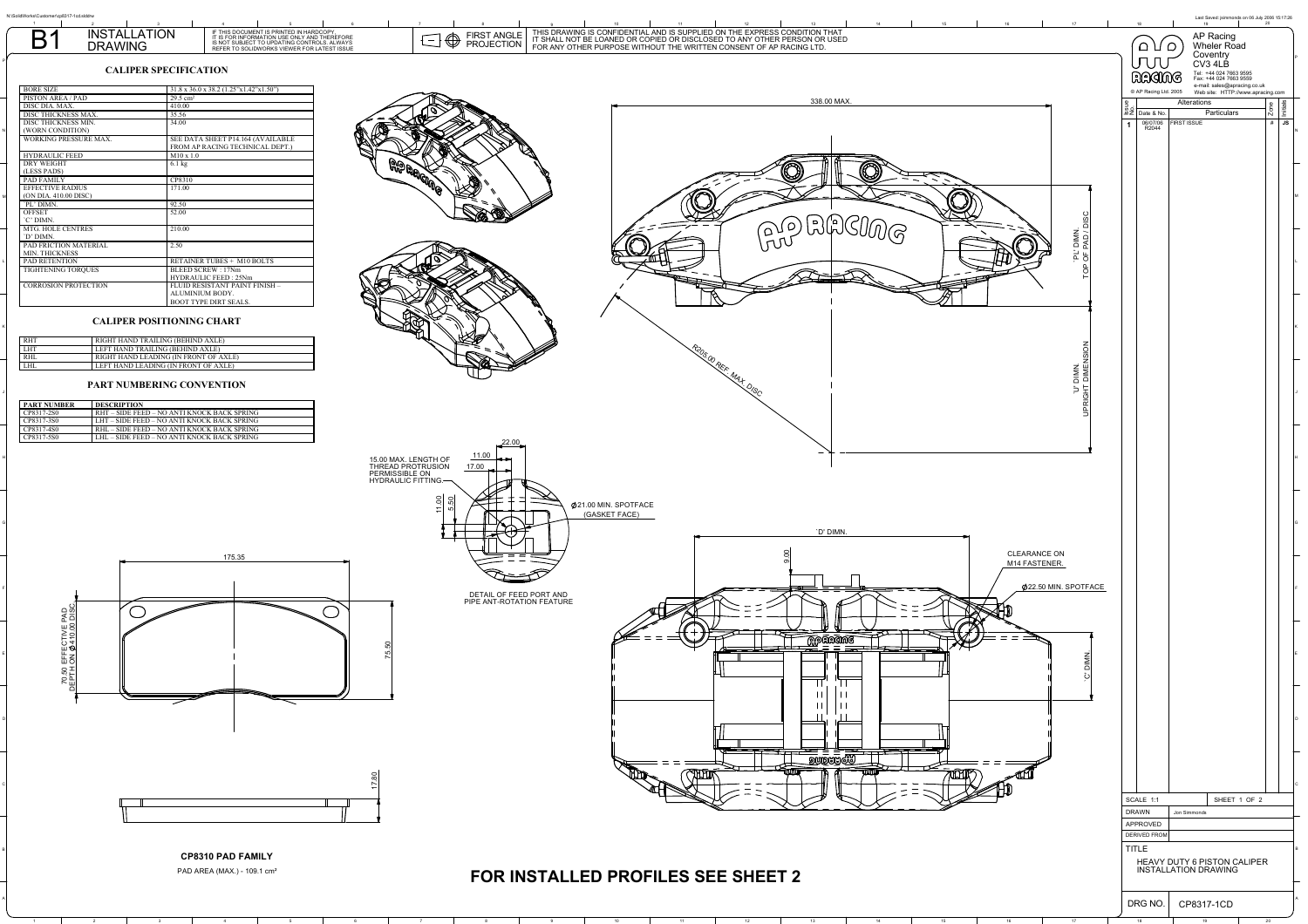# B1 INSTALLATION DRAWING

IF THIS DOCUMENT IS PRINTED IN HARDCOPY IT IS FOR INFORMATION USE ONLY AND THEREFORE IS NOT SUBJECT TO UPDATING CONTROLS. ALWAYS REFER TO SOLIDWORKS VIEWER FOR LATEST ISSUE

FIRST ANGLE PROJECTION

THIS DRAWING IS CONFIDENTIAL AND IS SUPPLIED ON THE EXPRESS CONDITION THAT IT SHALL NOT BE LOANED OR COPIED OR DISCLOSED TO ANY OTHER PERSON OR USED FOR ANY OTHER PURPOSE WITHOUT THE WRITTEN CONSENT OF AP RACING LTD.

## CALIPER SPECIFICATION

| | |
|---|---|
| BORE SIZE | 31.8 x 36.0 x 38.2 (1.25"x1.42"x1.50") |
| PISTON AREA / PAD | 29.5 cm² |
| DISC DIA. MAX. | 410.00 |
| DISC THICKNESS MAX. | 35.56 |
| DISC THICKNESS MIN. (WORN CONDITION) | 34.00 |
| WORKING PRESSURE MAX. | SEE DATA SHEET P14.164 (AVAILABLE FROM AP RACING TECHNICAL DEPT.) |
| HYDRAULIC FEED | M10 x 1.0 |
| DRY WEIGHT (LESS PADS) | 6.1 kg |
| PAD FAMILY | CP8310 |
| EFFECTIVE RADIUS (ON DIA. 410.00 DISC) | 171.00 |
| 'PL' DIMN. | 92.50 |
| OFFSET 'C' DIMN. | 52.00 |
| MTG. HOLE CENTRES 'D' DIMN. | 210.00 |
| PAD FRICTION MATERIAL MIN. THICKNESS | 2.50 |
| PAD RETENTION | RETAINER TUBES + M10 BOLTS |
| TIGHTENING TORQUES | BLEED SCREW : 17Nm HYDRAULIC FEED : 25Nm |
| CORROSION PROTECTION | FLUID RESISTANT PAINT FINISH – ALUMINIUM BODY. BOOT TYPE DIRT SEALS. |

## CALIPER POSITIONING CHART

| | |
|---|---|
| RHT | RIGHT HAND TRAILING (BEHIND AXLE) |
| LHT | LEFT HAND TRAILING (BEHIND AXLE) |
| RHL | RIGHT HAND LEADING (IN FRONT OF AXLE) |
| LHL | LEFT HAND LEADING (IN FRONT OF AXLE) |

## PART NUMBERING CONVENTION

| PART NUMBER | DESCRIPTION |
|---|---|
| CP8317-2S0 | RHT – SIDE FEED – NO ANTI KNOCK BACK SPRING |
| CP8317-3S0 | LHT – SIDE FEED – NO ANTI KNOCK BACK SPRING |
| CP8317-4S0 | RHL – SIDE FEED – NO ANTI KNOCK BACK SPRING |
| CP8317-5S0 | LHL – SIDE FEED – NO ANTI KNOCK BACK SPRING |

175.35

75.50

70.50 EFFECTIVE PAD DEPTH ON Ø410.00 DISC

17.80

**CP8310 PAD FAMILY**

PAD AREA (MAX.) - 109.1 cm²

15.00 MAX. LENGTH OF THREAD PROTRUSION PERMISSIBLE ON HYDRAULIC FITTING.

22.00

11.00

17.00

11.00

5.50

Ø21.00 MIN. SPOTFACE (GASKET FACE)

DETAIL OF FEED PORT AND PIPE ANT-ROTATION FEATURE

338.00 MAX.

R205.00 REF. MAX DISC

'PL' DIMN. TOP OF PAD / DISC

'U' DIMN. UPRIGHT DIMENSION

'D' DIMN.

9.00

CLEARANCE ON M14 FASTENER.

Ø22.50 MIN. SPOTFACE

'C' DIMN

## FOR INSTALLED PROFILES SEE SHEET 2

AP Racing
Wheler Road
Coventry
CV3 4LB
Tel: +44 024 7663 9595
Fax: +44 024 7663 9559
e-mail: sales@apracing.co.uk
Web site: HTTP://www.apracing.com

© AP Racing Ltd. 2005

| Issue No. | Date & No. | Alterations – Particulars | Zone | Initials |
|---|---|---|---|---|
| 1 | 06/07/06 R2044 | FIRST ISSUE | # | JS |

SCALE 1:1 — SHEET 1 OF 2

DRAWN: Jon Simmonds

APPROVED

DERIVED FROM

TITLE: HEAVY DUTY 6 PISTON CALIPER INSTALLATION DRAWING

DRG NO. CP8317-1CD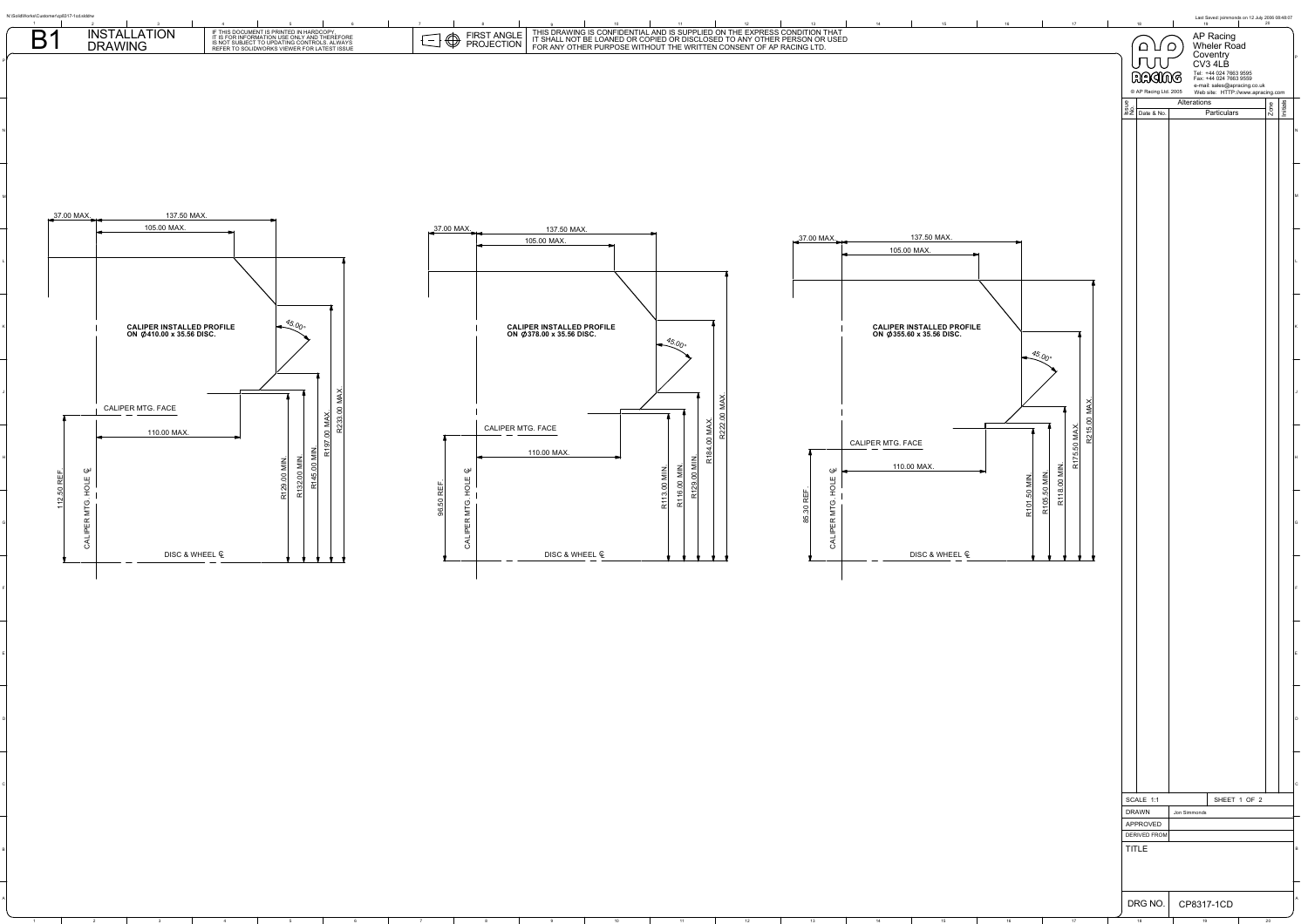# B1 INSTALLATION DRAWING

IF THIS DOCUMENT IS PRINTED IN HARDCOPY IT IS FOR INFORMATION USE ONLY AND THEREFORE IS NOT SUBJECT TO UPDATING CONTROLS. ALWAYS REFER TO SOLIDWORKS VIEWER FOR LATEST ISSUE

FIRST ANGLE PROJECTION

THIS DRAWING IS CONFIDENTIAL AND IS SUPPLIED ON THE EXPRESS CONDITION THAT IT SHALL NOT BE LOANED OR COPIED OR DISCLOSED TO ANY OTHER PERSON OR USED FOR ANY OTHER PURPOSE WITHOUT THE WRITTEN CONSENT OF AP RACING LTD.

**CALIPER INSTALLED PROFILE ON Ø410.00 x 35.56 DISC.**

37.00 MAX.
137.50 MAX.
105.00 MAX.
45.00°
CALIPER MTG. FACE
110.00 MAX.
112.50 REF.
CALIPER MTG. HOLE ℄
DISC & WHEEL ℄
R129.00 MIN.
R132.00 MIN.
R145.00 MIN.
R197.00 MAX.
R233.00 MAX.

**CALIPER INSTALLED PROFILE ON Ø378.00 x 35.56 DISC.**

37.00 MAX.
137.50 MAX.
105.00 MAX.
45.00°
CALIPER MTG. FACE
110.00 MAX.
96.50 REF.
CALIPER MTG. HOLE ℄
DISC & WHEEL ℄
R113.00 MIN.
R116.00 MIN.
R129.00 MIN.
R184.00 MAX.
R222.00 MAX.

**CALIPER INSTALLED PROFILE ON Ø355.60 x 35.56 DISC.**

37.00 MAX.
137.50 MAX.
105.00 MAX.
45.00°
CALIPER MTG. FACE
110.00 MAX.
85.30 REF.
CALIPER MTG. HOLE ℄
DISC & WHEEL ℄
R101.50 MIN.
R105.50 MIN.
R118.00 MIN.
R175.50 MAX.
R215.00 MAX.

AP Racing
Wheler Road
Coventry
CV3 4LB
Tel: +44 024 7663 9595
Fax: +44 024 7663 9559
e-mail: sales@apracing.co.uk
Web site: HTTP://www.apracing.com
© AP Racing Ltd. 2005

| Issue No. | Date & No. | Alterations Particulars | Zone | Initials |
|---|---|---|---|---|

SCALE 1:1 — SHEET 1 OF 2
DRAWN: Jon Simmonds
APPROVED
DERIVED FROM
TITLE
DRG NO. CP8317-1CD